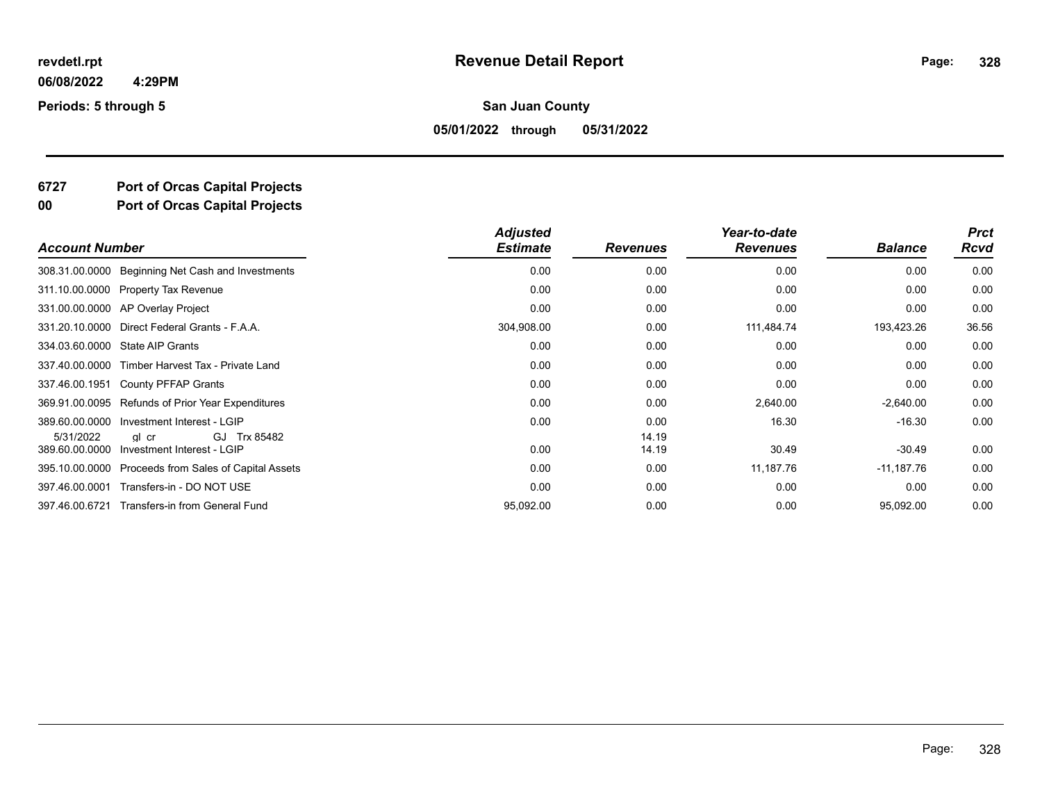revdetl.rpt

06/08/2022 4:29PM

Periods: 5 through 5

# Revenue Detail Report

**San Juan County**

**05/01/2022 through 05/31/2022**

## 6727 Port of Orcas Capital Projects

## 00 Port of Orcas Capital Projects

| Account Number | | Adjusted Estimate | Revenues | Year-to-date Revenues | Balance | Prct Rcvd |
|---|---|---|---|---|---|---|
| 308.31.00.0000 | Beginning Net Cash and Investments | 0.00 | 0.00 | 0.00 | 0.00 | 0.00 |
| 311.10.00.0000 | Property Tax Revenue | 0.00 | 0.00 | 0.00 | 0.00 | 0.00 |
| 331.00.00.0000 | AP Overlay Project | 0.00 | 0.00 | 0.00 | 0.00 | 0.00 |
| 331.20.10.0000 | Direct Federal Grants - F.A.A. | 304,908.00 | 0.00 | 111,484.74 | 193,423.26 | 36.56 |
| 334.03.60.0000 | State AIP Grants | 0.00 | 0.00 | 0.00 | 0.00 | 0.00 |
| 337.40.00.0000 | Timber Harvest Tax - Private Land | 0.00 | 0.00 | 0.00 | 0.00 | 0.00 |
| 337.46.00.1951 | County PFFAP Grants | 0.00 | 0.00 | 0.00 | 0.00 | 0.00 |
| 369.91.00.0095 | Refunds of Prior Year Expenditures | 0.00 | 0.00 | 2,640.00 | -2,640.00 | 0.00 |
| 389.60.00.0000 | Investment Interest - LGIP | 0.00 | 0.00 | 16.30 | -16.30 | 0.00 |
| 5/31/2022 | gl cr GJ Trx 85482 | | 14.19 | | | |
| 389.60.00.0000 | Investment Interest - LGIP | 0.00 | 14.19 | 30.49 | -30.49 | 0.00 |
| 395.10.00.0000 | Proceeds from Sales of Capital Assets | 0.00 | 0.00 | 11,187.76 | -11,187.76 | 0.00 |
| 397.46.00.0001 | Transfers-in - DO NOT USE | 0.00 | 0.00 | 0.00 | 0.00 | 0.00 |
| 397.46.00.6721 | Transfers-in from General Fund | 95,092.00 | 0.00 | 0.00 | 95,092.00 | 0.00 |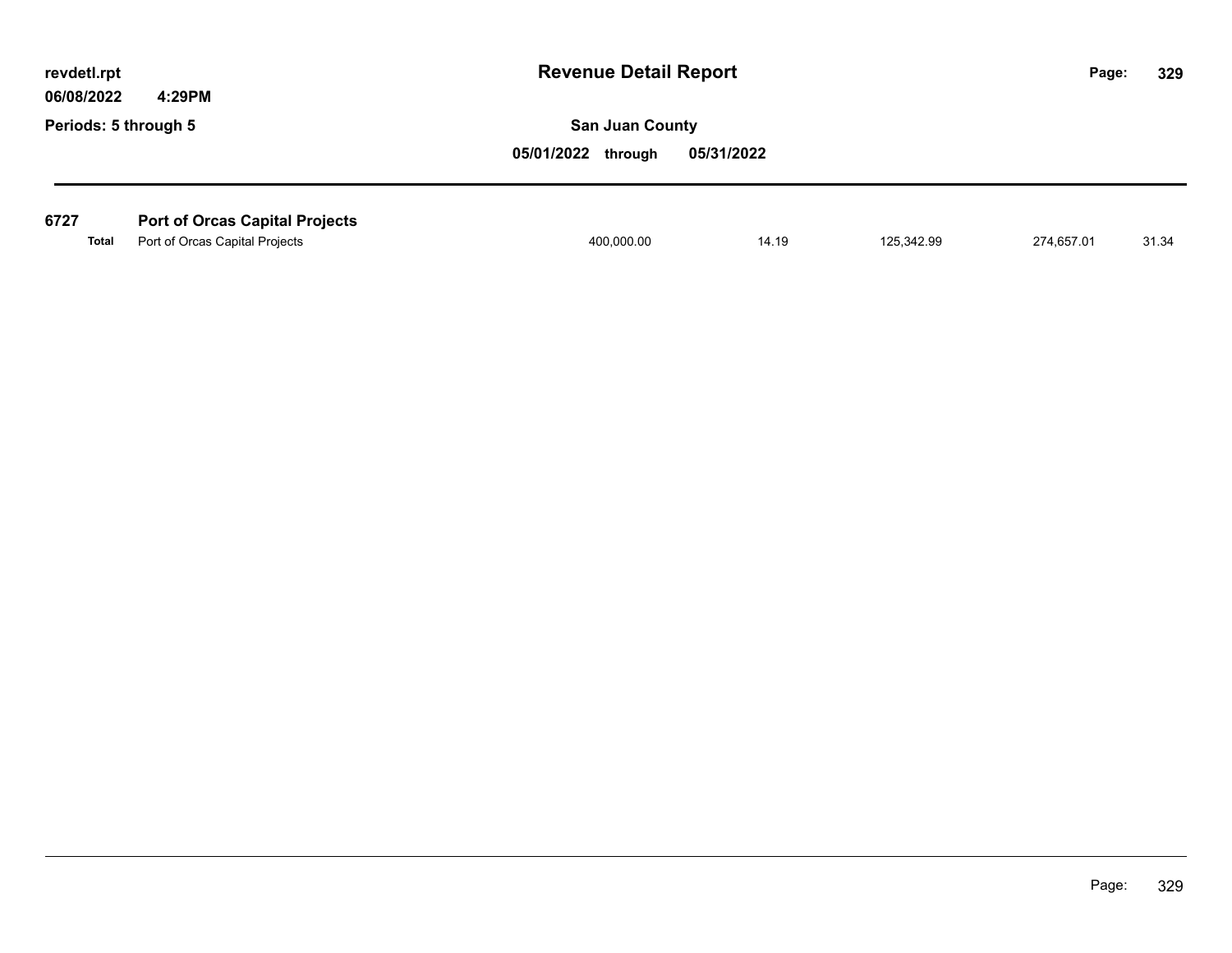# Revenue Detail Report

revdetl.rpt
06/08/2022 4:29PM
Periods: 5 through 5

**San Juan County**

**05/01/2022 through 05/31/2022**

## 6727 Port of Orcas Capital Projects

| | | | | | | |
|---|---|---|---|---|---|---|
| **Total** | Port of Orcas Capital Projects | 400,000.00 | 14.19 | 125,342.99 | 274,657.01 | 31.34 |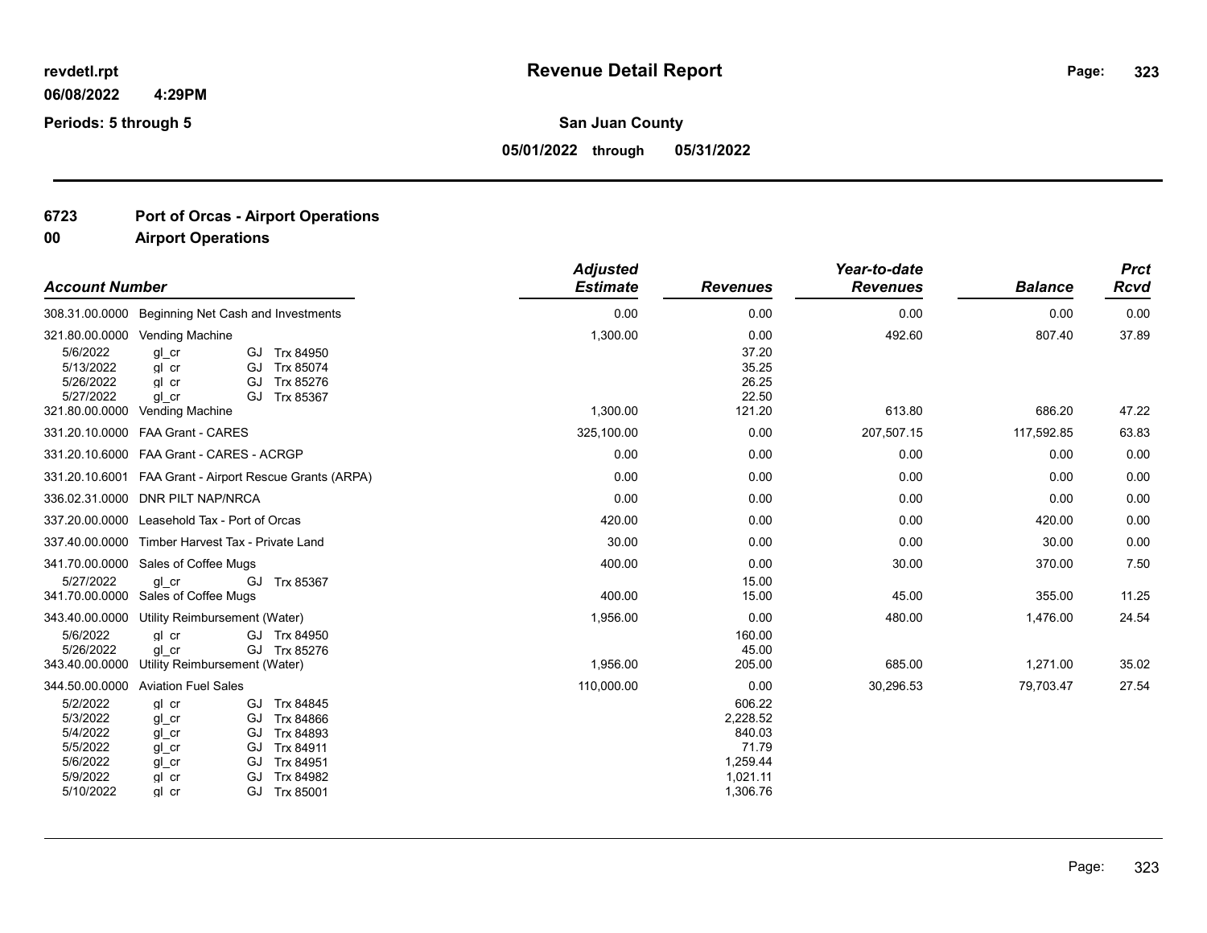revdetl.rpt
06/08/2022 4:29PM
Periods: 5 through 5

# Revenue Detail Report

**San Juan County**

**05/01/2022 through 05/31/2022**

## 6723 Port of Orcas - Airport Operations

## 00 Airport Operations

| Account Number | | | | Adjusted Estimate | Revenues | Year-to-date Revenues | Balance | Prct Rcvd |
|---|---|---|---|---|---|---|---|---|
| 308.31.00.0000 | Beginning Net Cash and Investments | | | 0.00 | 0.00 | 0.00 | 0.00 | 0.00 |
| 321.80.00.0000 | Vending Machine | | | 1,300.00 | 0.00 | 492.60 | 807.40 | 37.89 |
| 5/6/2022 | gl_cr | GJ | Trx 84950 | | 37.20 | | | |
| 5/13/2022 | gl_cr | GJ | Trx 85074 | | 35.25 | | | |
| 5/26/2022 | gl_cr | GJ | Trx 85276 | | 26.25 | | | |
| 5/27/2022 | gl_cr | GJ | Trx 85367 | | 22.50 | | | |
| 321.80.00.0000 | Vending Machine | | | 1,300.00 | 121.20 | 613.80 | 686.20 | 47.22 |
| 331.20.10.0000 | FAA Grant - CARES | | | 325,100.00 | 0.00 | 207,507.15 | 117,592.85 | 63.83 |
| 331.20.10.6000 | FAA Grant - CARES - ACRGP | | | 0.00 | 0.00 | 0.00 | 0.00 | 0.00 |
| 331.20.10.6001 | FAA Grant - Airport Rescue Grants (ARPA) | | | 0.00 | 0.00 | 0.00 | 0.00 | 0.00 |
| 336.02.31.0000 | DNR PILT NAP/NRCA | | | 0.00 | 0.00 | 0.00 | 0.00 | 0.00 |
| 337.20.00.0000 | Leasehold Tax - Port of Orcas | | | 420.00 | 0.00 | 0.00 | 420.00 | 0.00 |
| 337.40.00.0000 | Timber Harvest Tax - Private Land | | | 30.00 | 0.00 | 0.00 | 30.00 | 0.00 |
| 341.70.00.0000 | Sales of Coffee Mugs | | | 400.00 | 0.00 | 30.00 | 370.00 | 7.50 |
| 5/27/2022 | gl_cr | GJ | Trx 85367 | | 15.00 | | | |
| 341.70.00.0000 | Sales of Coffee Mugs | | | 400.00 | 15.00 | 45.00 | 355.00 | 11.25 |
| 343.40.00.0000 | Utility Reimbursement (Water) | | | 1,956.00 | 0.00 | 480.00 | 1,476.00 | 24.54 |
| 5/6/2022 | gl_cr | GJ | Trx 84950 | | 160.00 | | | |
| 5/26/2022 | gl_cr | GJ | Trx 85276 | | 45.00 | | | |
| 343.40.00.0000 | Utility Reimbursement (Water) | | | 1,956.00 | 205.00 | 685.00 | 1,271.00 | 35.02 |
| 344.50.00.0000 | Aviation Fuel Sales | | | 110,000.00 | 0.00 | 30,296.53 | 79,703.47 | 27.54 |
| 5/2/2022 | gl_cr | GJ | Trx 84845 | | 606.22 | | | |
| 5/3/2022 | gl_cr | GJ | Trx 84866 | | 2,228.52 | | | |
| 5/4/2022 | gl_cr | GJ | Trx 84893 | | 840.03 | | | |
| 5/5/2022 | gl_cr | GJ | Trx 84911 | | 71.79 | | | |
| 5/6/2022 | gl_cr | GJ | Trx 84951 | | 1,259.44 | | | |
| 5/9/2022 | gl_cr | GJ | Trx 84982 | | 1,021.11 | | | |
| 5/10/2022 | gl_cr | GJ | Trx 85001 | | 1,306.76 | | | |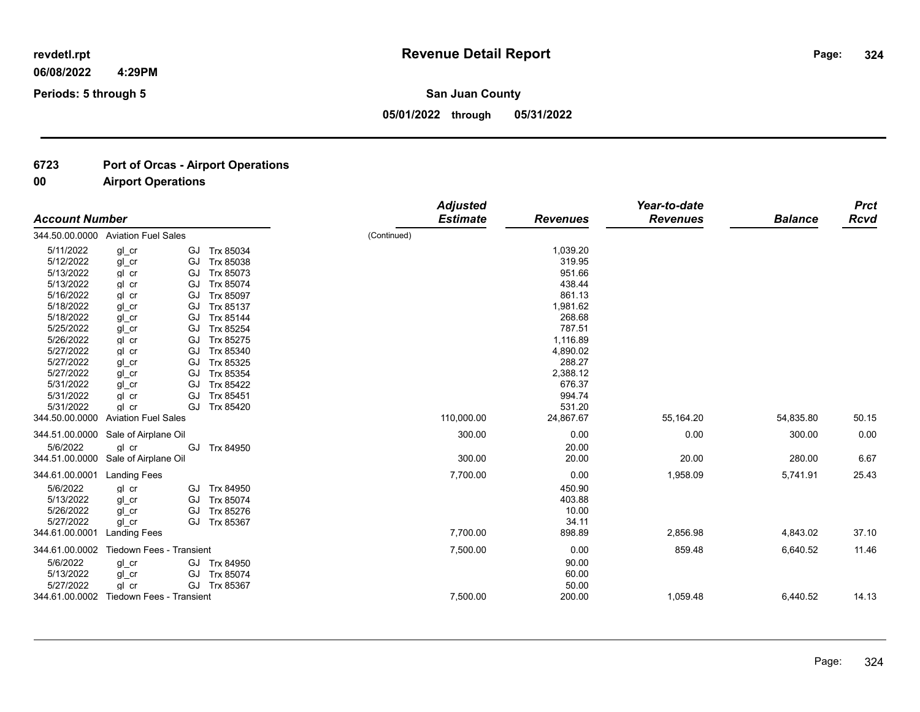**revdetl.rpt** **Revenue Detail Report**

**06/08/2022 4:29PM**

**Periods: 5 through 5** **San Juan County**

**05/01/2022 through 05/31/2022**

## 6723 Port of Orcas - Airport Operations

## 00 Airport Operations

| Account Number | | | | Adjusted Estimate | Revenues | Year-to-date Revenues | Balance | Prct Rcvd |
|---|---|---|---|---|---|---|---|---|
| 344.50.00.0000 Aviation Fuel Sales | | | | (Continued) | | | | |
| 5/11/2022 | gl_cr | GJ | Trx 85034 | | 1,039.20 | | | |
| 5/12/2022 | gl_cr | GJ | Trx 85038 | | 319.95 | | | |
| 5/13/2022 | gl_cr | GJ | Trx 85073 | | 951.66 | | | |
| 5/13/2022 | gl_cr | GJ | Trx 85074 | | 438.44 | | | |
| 5/16/2022 | gl_cr | GJ | Trx 85097 | | 861.13 | | | |
| 5/18/2022 | gl_cr | GJ | Trx 85137 | | 1,981.62 | | | |
| 5/18/2022 | gl_cr | GJ | Trx 85144 | | 268.68 | | | |
| 5/25/2022 | gl_cr | GJ | Trx 85254 | | 787.51 | | | |
| 5/26/2022 | gl_cr | GJ | Trx 85275 | | 1,116.89 | | | |
| 5/27/2022 | gl_cr | GJ | Trx 85340 | | 4,890.02 | | | |
| 5/27/2022 | gl_cr | GJ | Trx 85325 | | 288.27 | | | |
| 5/27/2022 | gl_cr | GJ | Trx 85354 | | 2,388.12 | | | |
| 5/31/2022 | gl_cr | GJ | Trx 85422 | | 676.37 | | | |
| 5/31/2022 | gl_cr | GJ | Trx 85451 | | 994.74 | | | |
| 5/31/2022 | gl_cr | GJ | Trx 85420 | | 531.20 | | | |
| 344.50.00.0000 Aviation Fuel Sales | | | | 110,000.00 | 24,867.67 | 55,164.20 | 54,835.80 | 50.15 |
| 344.51.00.0000 Sale of Airplane Oil | | | | 300.00 | 0.00 | 0.00 | 300.00 | 0.00 |
| 5/6/2022 | gl_cr | GJ | Trx 84950 | | 20.00 | | | |
| 344.51.00.0000 Sale of Airplane Oil | | | | 300.00 | 20.00 | 20.00 | 280.00 | 6.67 |
| 344.61.00.0001 Landing Fees | | | | 7,700.00 | 0.00 | 1,958.09 | 5,741.91 | 25.43 |
| 5/6/2022 | gl_cr | GJ | Trx 84950 | | 450.90 | | | |
| 5/13/2022 | gl_cr | GJ | Trx 85074 | | 403.88 | | | |
| 5/26/2022 | gl_cr | GJ | Trx 85276 | | 10.00 | | | |
| 5/27/2022 | gl_cr | GJ | Trx 85367 | | 34.11 | | | |
| 344.61.00.0001 Landing Fees | | | | 7,700.00 | 898.89 | 2,856.98 | 4,843.02 | 37.10 |
| 344.61.00.0002 Tiedown Fees - Transient | | | | 7,500.00 | 0.00 | 859.48 | 6,640.52 | 11.46 |
| 5/6/2022 | gl_cr | GJ | Trx 84950 | | 90.00 | | | |
| 5/13/2022 | gl_cr | GJ | Trx 85074 | | 60.00 | | | |
| 5/27/2022 | gl_cr | GJ | Trx 85367 | | 50.00 | | | |
| 344.61.00.0002 Tiedown Fees - Transient | | | | 7,500.00 | 200.00 | 1,059.48 | 6,440.52 | 14.13 |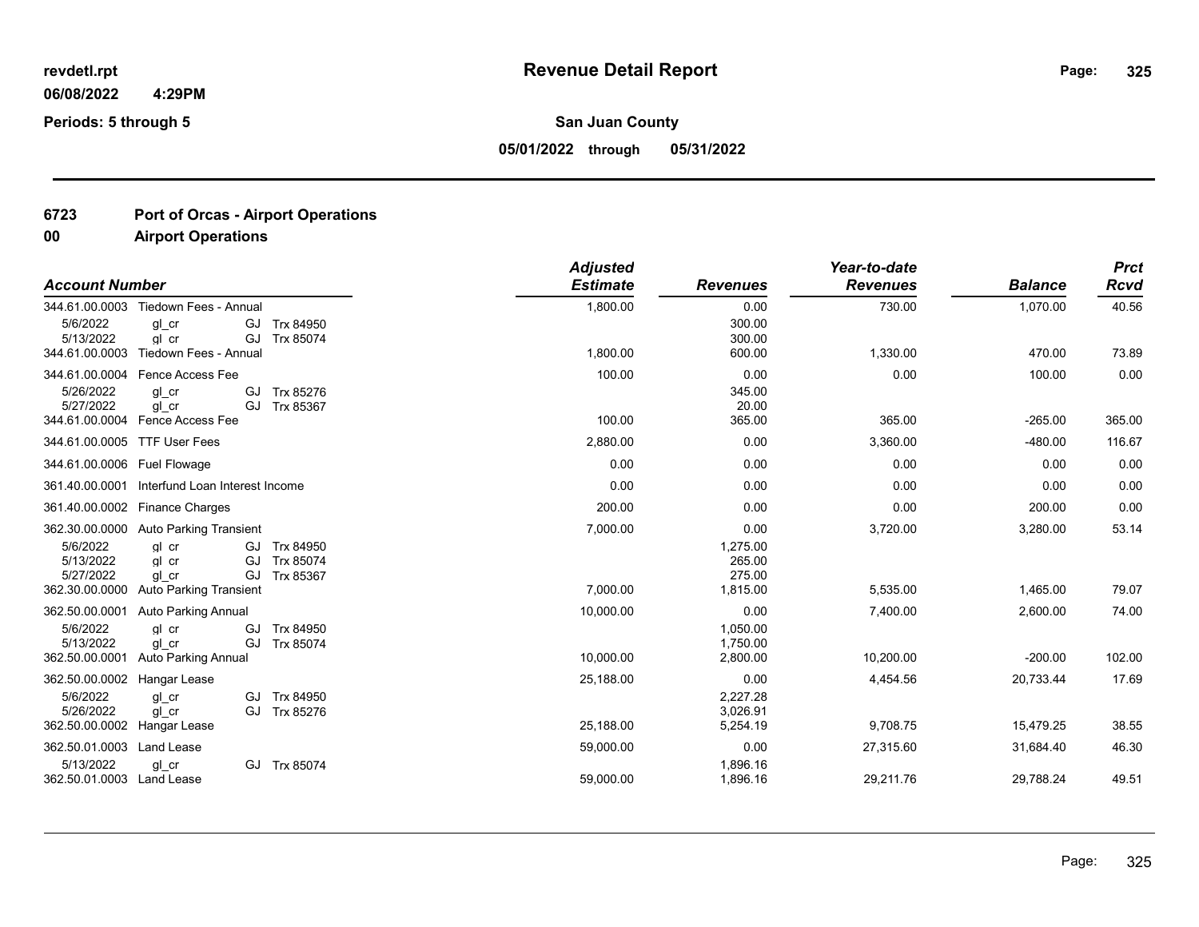revdetl.rpt

06/08/2022 4:29PM

Periods: 5 through 5

# Revenue Detail Report

**San Juan County**

**05/01/2022 through 05/31/2022**

## 6723 Port of Orcas - Airport Operations

## 00 Airport Operations

| Account Number | | | | Adjusted Estimate | Revenues | Year-to-date Revenues | Balance | Prct Rcvd |
|---|---|---|---|---|---|---|---|---|
| 344.61.00.0003 | Tiedown Fees - Annual | | | 1,800.00 | 0.00 | 730.00 | 1,070.00 | 40.56 |
| 5/6/2022 | gl_cr | GJ | Trx 84950 | | 300.00 | | | |
| 5/13/2022 | gl_cr | GJ | Trx 85074 | | 300.00 | | | |
| 344.61.00.0003 | Tiedown Fees - Annual | | | 1,800.00 | 600.00 | 1,330.00 | 470.00 | 73.89 |
| 344.61.00.0004 | Fence Access Fee | | | 100.00 | 0.00 | 0.00 | 100.00 | 0.00 |
| 5/26/2022 | gl_cr | GJ | Trx 85276 | | 345.00 | | | |
| 5/27/2022 | gl_cr | GJ | Trx 85367 | | 20.00 | | | |
| 344.61.00.0004 | Fence Access Fee | | | 100.00 | 365.00 | 365.00 | -265.00 | 365.00 |
| 344.61.00.0005 | TTF User Fees | | | 2,880.00 | 0.00 | 3,360.00 | -480.00 | 116.67 |
| 344.61.00.0006 | Fuel Flowage | | | 0.00 | 0.00 | 0.00 | 0.00 | 0.00 |
| 361.40.00.0001 | Interfund Loan Interest Income | | | 0.00 | 0.00 | 0.00 | 0.00 | 0.00 |
| 361.40.00.0002 | Finance Charges | | | 200.00 | 0.00 | 0.00 | 200.00 | 0.00 |
| 362.30.00.0000 | Auto Parking Transient | | | 7,000.00 | 0.00 | 3,720.00 | 3,280.00 | 53.14 |
| 5/6/2022 | gl_cr | GJ | Trx 84950 | | 1,275.00 | | | |
| 5/13/2022 | gl_cr | GJ | Trx 85074 | | 265.00 | | | |
| 5/27/2022 | gl_cr | GJ | Trx 85367 | | 275.00 | | | |
| 362.30.00.0000 | Auto Parking Transient | | | 7,000.00 | 1,815.00 | 5,535.00 | 1,465.00 | 79.07 |
| 362.50.00.0001 | Auto Parking Annual | | | 10,000.00 | 0.00 | 7,400.00 | 2,600.00 | 74.00 |
| 5/6/2022 | gl_cr | GJ | Trx 84950 | | 1,050.00 | | | |
| 5/13/2022 | gl_cr | GJ | Trx 85074 | | 1,750.00 | | | |
| 362.50.00.0001 | Auto Parking Annual | | | 10,000.00 | 2,800.00 | 10,200.00 | -200.00 | 102.00 |
| 362.50.00.0002 | Hangar Lease | | | 25,188.00 | 0.00 | 4,454.56 | 20,733.44 | 17.69 |
| 5/6/2022 | gl_cr | GJ | Trx 84950 | | 2,227.28 | | | |
| 5/26/2022 | gl_cr | GJ | Trx 85276 | | 3,026.91 | | | |
| 362.50.00.0002 | Hangar Lease | | | 25,188.00 | 5,254.19 | 9,708.75 | 15,479.25 | 38.55 |
| 362.50.01.0003 | Land Lease | | | 59,000.00 | 0.00 | 27,315.60 | 31,684.40 | 46.30 |
| 5/13/2022 | gl_cr | GJ | Trx 85074 | | 1,896.16 | | | |
| 362.50.01.0003 | Land Lease | | | 59,000.00 | 1,896.16 | 29,211.76 | 29,788.24 | 49.51 |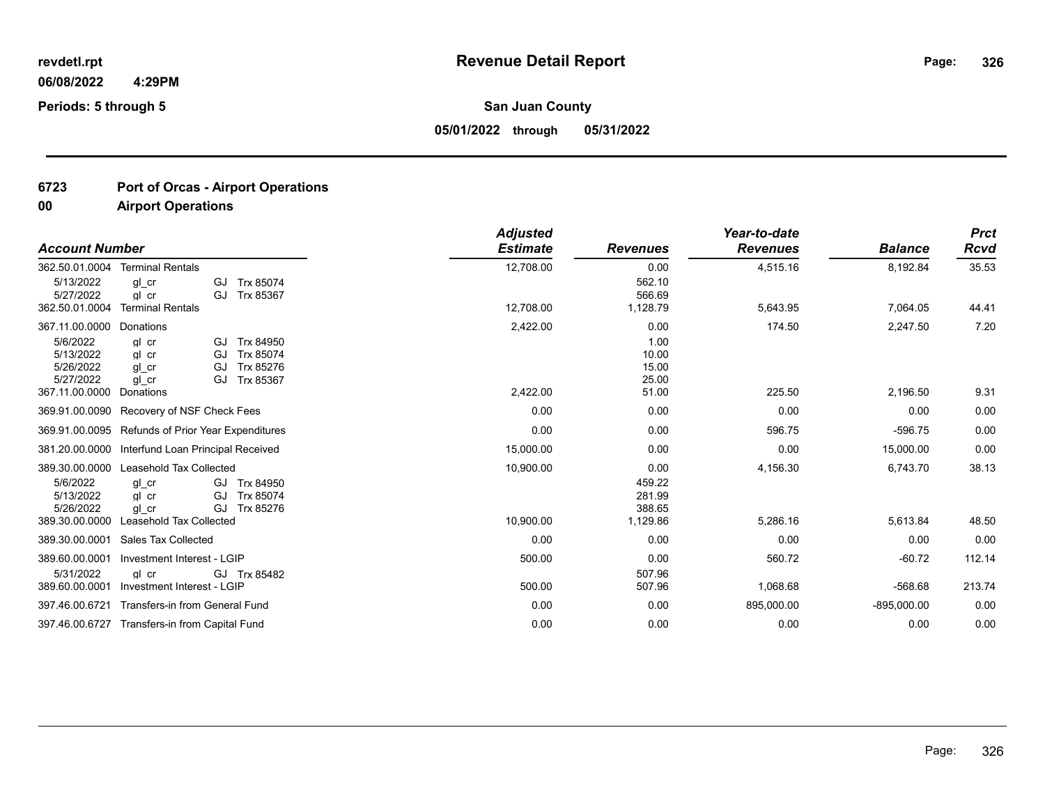**revdetl.rpt** **Revenue Detail Report**

**06/08/2022 4:29PM**

**Periods: 5 through 5**

**San Juan County**

**05/01/2022 through 05/31/2022**

## 6723 Port of Orcas - Airport Operations

### 00 Airport Operations

| Account Number | | | | Adjusted Estimate | Revenues | Year-to-date Revenues | Balance | Prct Rcvd |
|---|---|---|---|---|---|---|---|---|
| 362.50.01.0004 | Terminal Rentals | | | 12,708.00 | 0.00 | 4,515.16 | 8,192.84 | 35.53 |
| 5/13/2022 | gl_cr | GJ | Trx 85074 | | 562.10 | | | |
| 5/27/2022 | gl_cr | GJ | Trx 85367 | | 566.69 | | | |
| 362.50.01.0004 | Terminal Rentals | | | 12,708.00 | 1,128.79 | 5,643.95 | 7,064.05 | 44.41 |
| 367.11.00.0000 | Donations | | | 2,422.00 | 0.00 | 174.50 | 2,247.50 | 7.20 |
| 5/6/2022 | gl_cr | GJ | Trx 84950 | | 1.00 | | | |
| 5/13/2022 | gl_cr | GJ | Trx 85074 | | 10.00 | | | |
| 5/26/2022 | gl_cr | GJ | Trx 85276 | | 15.00 | | | |
| 5/27/2022 | gl_cr | GJ | Trx 85367 | | 25.00 | | | |
| 367.11.00.0000 | Donations | | | 2,422.00 | 51.00 | 225.50 | 2,196.50 | 9.31 |
| 369.91.00.0090 | Recovery of NSF Check Fees | | | 0.00 | 0.00 | 0.00 | 0.00 | 0.00 |
| 369.91.00.0095 | Refunds of Prior Year Expenditures | | | 0.00 | 0.00 | 596.75 | -596.75 | 0.00 |
| 381.20.00.0000 | Interfund Loan Principal Received | | | 15,000.00 | 0.00 | 0.00 | 15,000.00 | 0.00 |
| 389.30.00.0000 | Leasehold Tax Collected | | | 10,900.00 | 0.00 | 4,156.30 | 6,743.70 | 38.13 |
| 5/6/2022 | gl_cr | GJ | Trx 84950 | | 459.22 | | | |
| 5/13/2022 | gl_cr | GJ | Trx 85074 | | 281.99 | | | |
| 5/26/2022 | gl_cr | GJ | Trx 85276 | | 388.65 | | | |
| 389.30.00.0000 | Leasehold Tax Collected | | | 10,900.00 | 1,129.86 | 5,286.16 | 5,613.84 | 48.50 |
| 389.30.00.0001 | Sales Tax Collected | | | 0.00 | 0.00 | 0.00 | 0.00 | 0.00 |
| 389.60.00.0001 | Investment Interest - LGIP | | | 500.00 | 0.00 | 560.72 | -60.72 | 112.14 |
| 5/31/2022 | gl_cr | GJ | Trx 85482 | | 507.96 | | | |
| 389.60.00.0001 | Investment Interest - LGIP | | | 500.00 | 507.96 | 1,068.68 | -568.68 | 213.74 |
| 397.46.00.6721 | Transfers-in from General Fund | | | 0.00 | 0.00 | 895,000.00 | -895,000.00 | 0.00 |
| 397.46.00.6727 | Transfers-in from Capital Fund | | | 0.00 | 0.00 | 0.00 | 0.00 | 0.00 |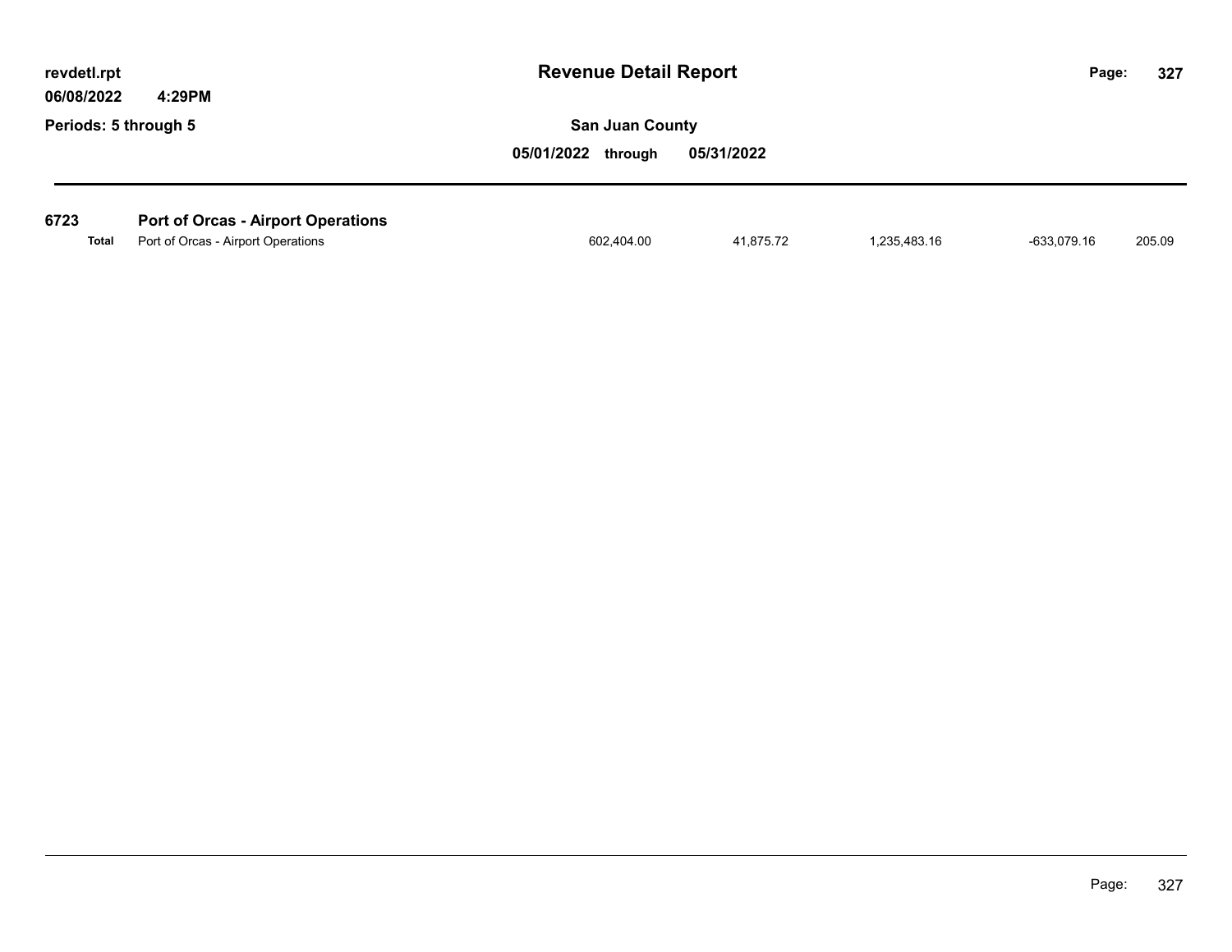**Revenue Detail Report**

**San Juan County**

**Periods: 5 through 5**

**05/01/2022 through 05/31/2022**

| | | | | | | |
|---|---|---|---|---|---|---|
| **6723** | **Port of Orcas - Airport Operations** | | | | | |
| **Total** | Port of Orcas - Airport Operations | 602,404.00 | 41,875.72 | 1,235,483.16 | -633,079.16 | 205.09 |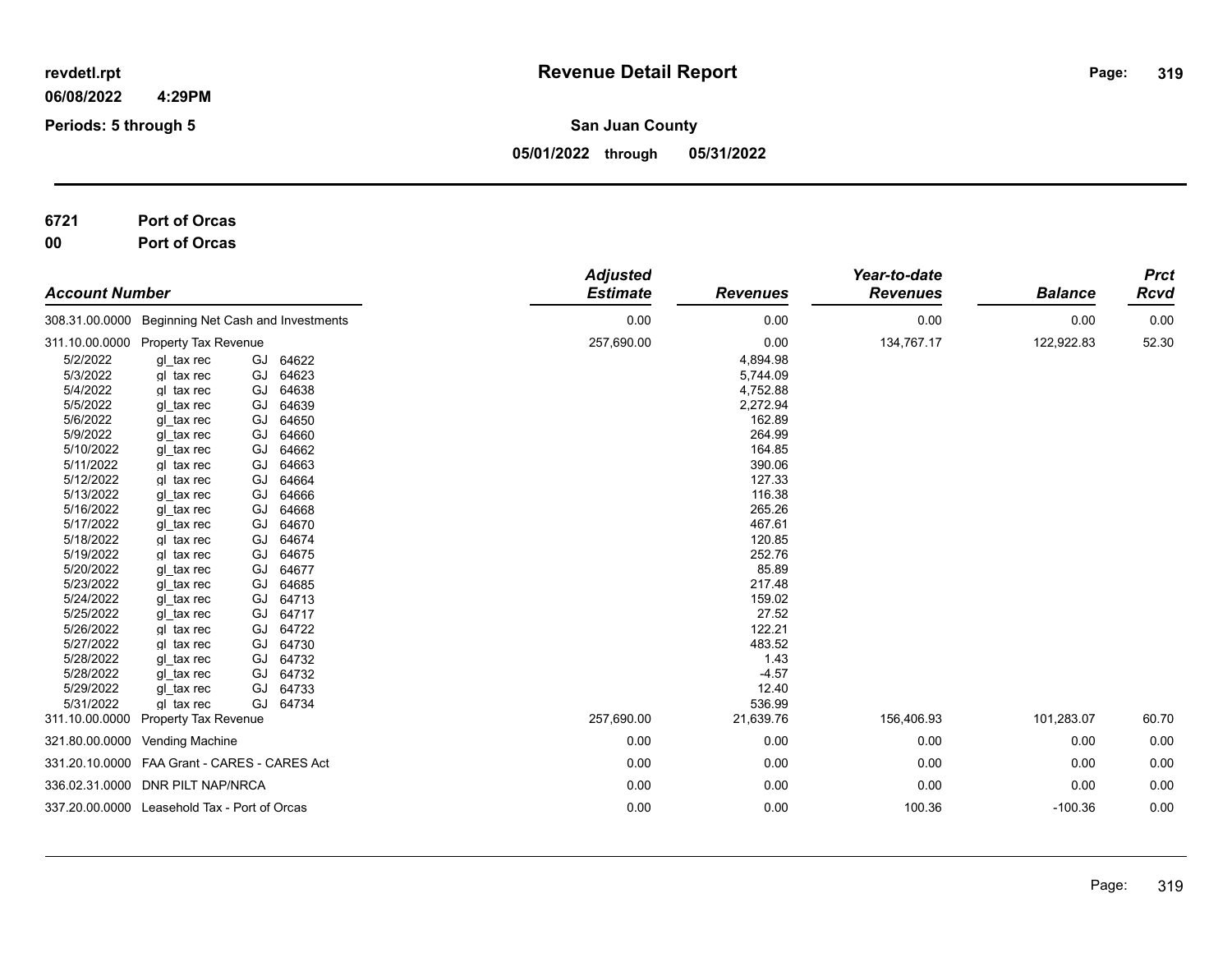**revdetl.rpt**

**06/08/2022 4:29PM**

**Periods: 5 through 5**

# Revenue Detail Report

**San Juan County**

**05/01/2022 through 05/31/2022**

**6721 Port of Orcas**

**00 Port of Orcas**

| Account Number | | | | Adjusted Estimate | Revenues | Year-to-date Revenues | Balance | Prct Rcvd |
|---|---|---|---|---|---|---|---|---|
| 308.31.00.0000 | Beginning Net Cash and Investments | | | 0.00 | 0.00 | 0.00 | 0.00 | 0.00 |
| 311.10.00.0000 | Property Tax Revenue | | | 257,690.00 | 0.00 | 134,767.17 | 122,922.83 | 52.30 |
| 5/2/2022 | gl_tax rec | GJ | 64622 | | 4,894.98 | | | |
| 5/3/2022 | gl_tax rec | GJ | 64623 | | 5,744.09 | | | |
| 5/4/2022 | gl_tax rec | GJ | 64638 | | 4,752.88 | | | |
| 5/5/2022 | gl_tax rec | GJ | 64639 | | 2,272.94 | | | |
| 5/6/2022 | gl_tax rec | GJ | 64650 | | 162.89 | | | |
| 5/9/2022 | gl_tax rec | GJ | 64660 | | 264.99 | | | |
| 5/10/2022 | gl_tax rec | GJ | 64662 | | 164.85 | | | |
| 5/11/2022 | gl_tax rec | GJ | 64663 | | 390.06 | | | |
| 5/12/2022 | gl_tax rec | GJ | 64664 | | 127.33 | | | |
| 5/13/2022 | gl_tax rec | GJ | 64666 | | 116.38 | | | |
| 5/16/2022 | gl_tax rec | GJ | 64668 | | 265.26 | | | |
| 5/17/2022 | gl_tax rec | GJ | 64670 | | 467.61 | | | |
| 5/18/2022 | gl_tax rec | GJ | 64674 | | 120.85 | | | |
| 5/19/2022 | gl_tax rec | GJ | 64675 | | 252.76 | | | |
| 5/20/2022 | gl_tax rec | GJ | 64677 | | 85.89 | | | |
| 5/23/2022 | gl_tax rec | GJ | 64685 | | 217.48 | | | |
| 5/24/2022 | gl_tax rec | GJ | 64713 | | 159.02 | | | |
| 5/25/2022 | gl_tax rec | GJ | 64717 | | 27.52 | | | |
| 5/26/2022 | gl_tax rec | GJ | 64722 | | 122.21 | | | |
| 5/27/2022 | gl_tax rec | GJ | 64730 | | 483.52 | | | |
| 5/28/2022 | gl_tax rec | GJ | 64732 | | 1.43 | | | |
| 5/28/2022 | gl_tax rec | GJ | 64732 | | -4.57 | | | |
| 5/29/2022 | gl_tax rec | GJ | 64733 | | 12.40 | | | |
| 5/31/2022 | gl_tax rec | GJ | 64734 | | 536.99 | | | |
| 311.10.00.0000 | Property Tax Revenue | | | 257,690.00 | 21,639.76 | 156,406.93 | 101,283.07 | 60.70 |
| 321.80.00.0000 | Vending Machine | | | 0.00 | 0.00 | 0.00 | 0.00 | 0.00 |
| 331.20.10.0000 | FAA Grant - CARES - CARES Act | | | 0.00 | 0.00 | 0.00 | 0.00 | 0.00 |
| 336.02.31.0000 | DNR PILT NAP/NRCA | | | 0.00 | 0.00 | 0.00 | 0.00 | 0.00 |
| 337.20.00.0000 | Leasehold Tax - Port of Orcas | | | 0.00 | 0.00 | 100.36 | -100.36 | 0.00 |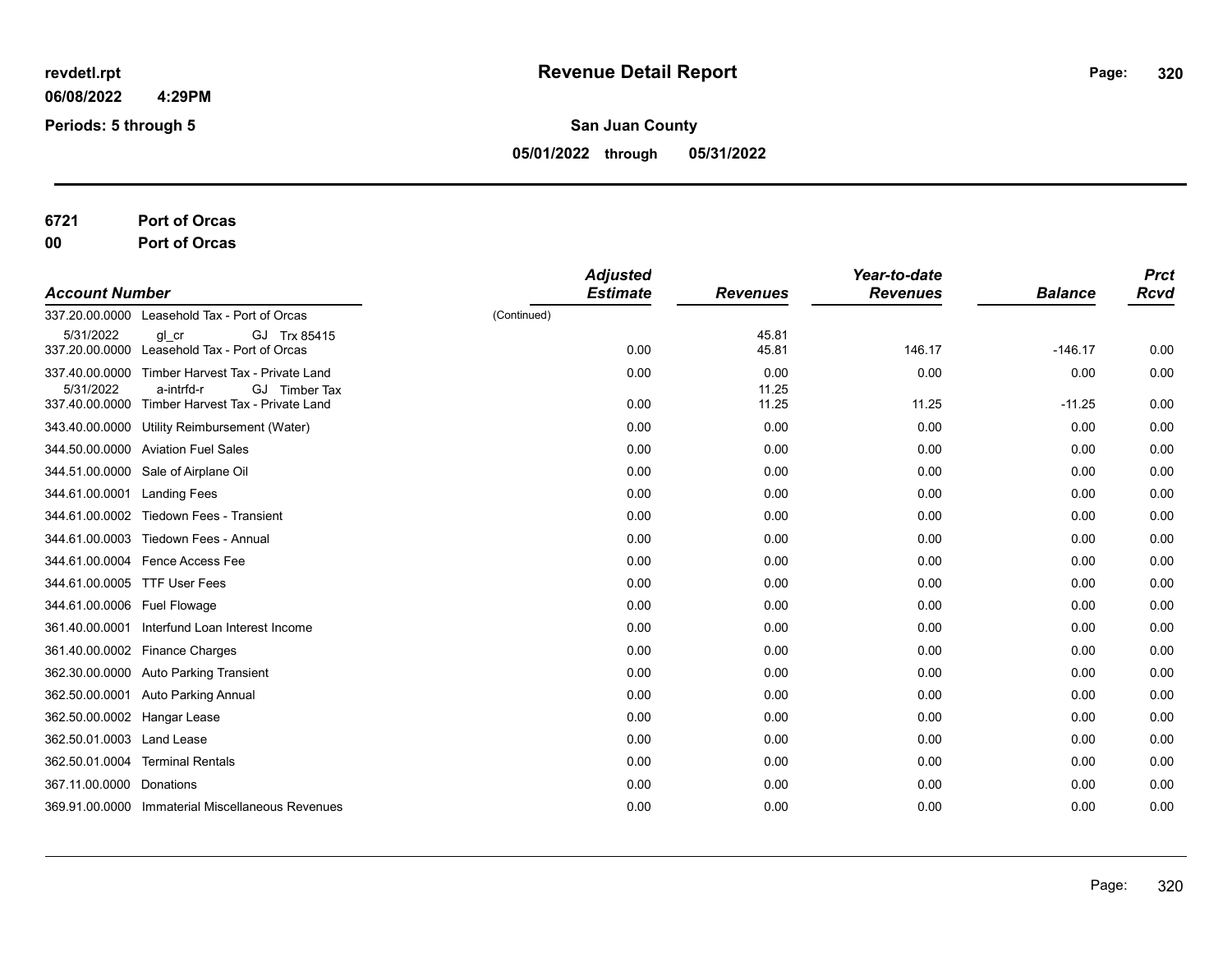**revdetl.rpt**

**06/08/2022 4:29PM**

**Periods: 5 through 5**

# Revenue Detail Report

**San Juan County**

**05/01/2022 through 05/31/2022**

**6721 Port of Orcas**

**00 Port of Orcas**

| Account Number | | Adjusted Estimate | Revenues | Year-to-date Revenues | Balance | Prct Rcvd |
|---|---|---|---|---|---|---|
| 337.20.00.0000 | Leasehold Tax - Port of Orcas | (Continued) | | | | |
| 5/31/2022 | gl_cr GJ Trx 85415 | | 45.81 | | | |
| 337.20.00.0000 | Leasehold Tax - Port of Orcas | 0.00 | 45.81 | 146.17 | -146.17 | 0.00 |
| 337.40.00.0000 | Timber Harvest Tax - Private Land | 0.00 | 0.00 | 0.00 | 0.00 | 0.00 |
| 5/31/2022 | a-intrfd-r GJ Timber Tax | | 11.25 | | | |
| 337.40.00.0000 | Timber Harvest Tax - Private Land | 0.00 | 11.25 | 11.25 | -11.25 | 0.00 |
| 343.40.00.0000 | Utility Reimbursement (Water) | 0.00 | 0.00 | 0.00 | 0.00 | 0.00 |
| 344.50.00.0000 | Aviation Fuel Sales | 0.00 | 0.00 | 0.00 | 0.00 | 0.00 |
| 344.51.00.0000 | Sale of Airplane Oil | 0.00 | 0.00 | 0.00 | 0.00 | 0.00 |
| 344.61.00.0001 | Landing Fees | 0.00 | 0.00 | 0.00 | 0.00 | 0.00 |
| 344.61.00.0002 | Tiedown Fees - Transient | 0.00 | 0.00 | 0.00 | 0.00 | 0.00 |
| 344.61.00.0003 | Tiedown Fees - Annual | 0.00 | 0.00 | 0.00 | 0.00 | 0.00 |
| 344.61.00.0004 | Fence Access Fee | 0.00 | 0.00 | 0.00 | 0.00 | 0.00 |
| 344.61.00.0005 | TTF User Fees | 0.00 | 0.00 | 0.00 | 0.00 | 0.00 |
| 344.61.00.0006 | Fuel Flowage | 0.00 | 0.00 | 0.00 | 0.00 | 0.00 |
| 361.40.00.0001 | Interfund Loan Interest Income | 0.00 | 0.00 | 0.00 | 0.00 | 0.00 |
| 361.40.00.0002 | Finance Charges | 0.00 | 0.00 | 0.00 | 0.00 | 0.00 |
| 362.30.00.0000 | Auto Parking Transient | 0.00 | 0.00 | 0.00 | 0.00 | 0.00 |
| 362.50.00.0001 | Auto Parking Annual | 0.00 | 0.00 | 0.00 | 0.00 | 0.00 |
| 362.50.00.0002 | Hangar Lease | 0.00 | 0.00 | 0.00 | 0.00 | 0.00 |
| 362.50.01.0003 | Land Lease | 0.00 | 0.00 | 0.00 | 0.00 | 0.00 |
| 362.50.01.0004 | Terminal Rentals | 0.00 | 0.00 | 0.00 | 0.00 | 0.00 |
| 367.11.00.0000 | Donations | 0.00 | 0.00 | 0.00 | 0.00 | 0.00 |
| 369.91.00.0000 | Immaterial Miscellaneous Revenues | 0.00 | 0.00 | 0.00 | 0.00 | 0.00 |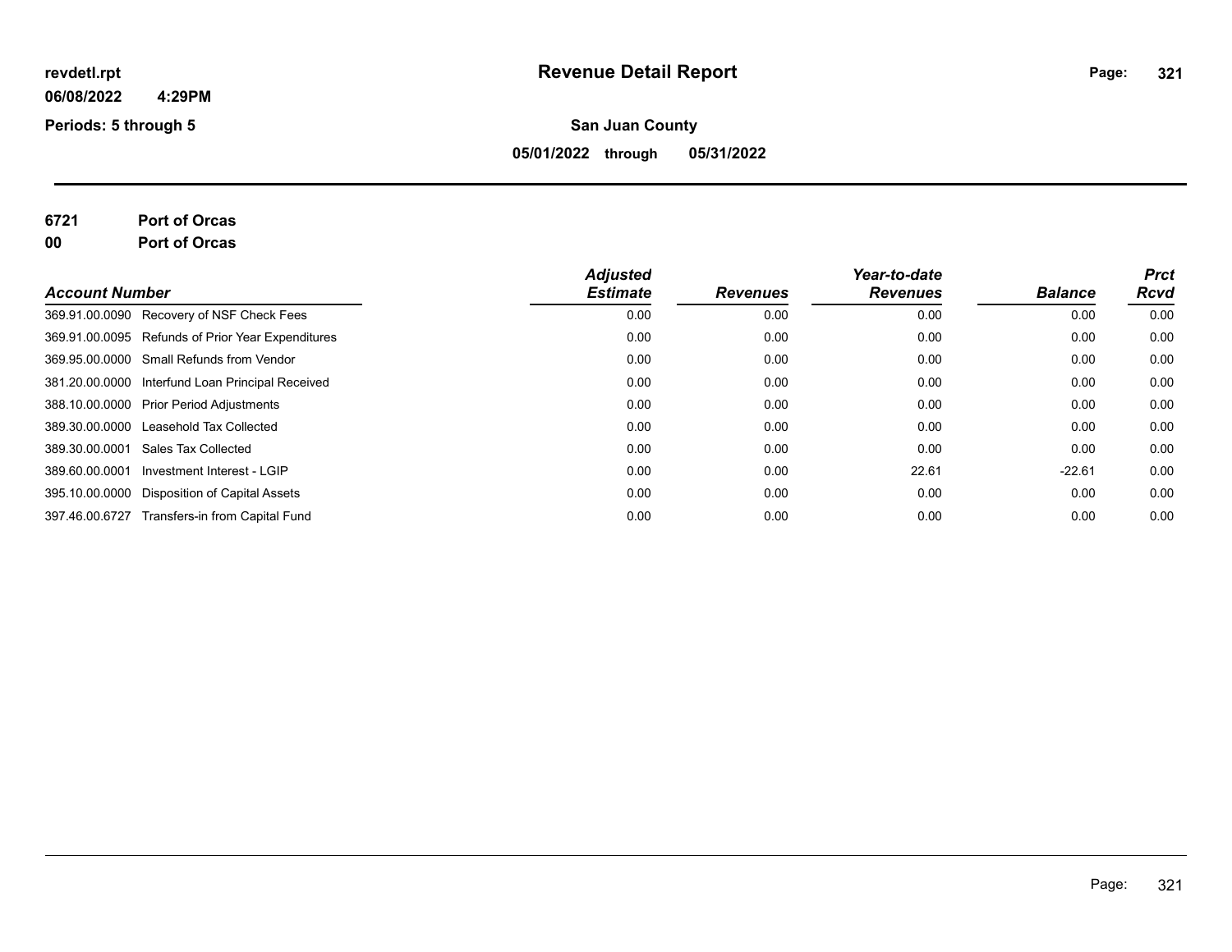**Revenue Detail Report**

**San Juan County**

**05/01/2022 through 05/31/2022**

revdetl.rpt
06/08/2022 4:29PM
Periods: 5 through 5

**6721 Port of Orcas**
**00 Port of Orcas**

| Account Number | | Adjusted Estimate | Revenues | Year-to-date Revenues | Balance | Prct Rcvd |
|---|---|---|---|---|---|---|
| 369.91.00.0090 | Recovery of NSF Check Fees | 0.00 | 0.00 | 0.00 | 0.00 | 0.00 |
| 369.91.00.0095 | Refunds of Prior Year Expenditures | 0.00 | 0.00 | 0.00 | 0.00 | 0.00 |
| 369.95.00.0000 | Small Refunds from Vendor | 0.00 | 0.00 | 0.00 | 0.00 | 0.00 |
| 381.20.00.0000 | Interfund Loan Principal Received | 0.00 | 0.00 | 0.00 | 0.00 | 0.00 |
| 388.10.00.0000 | Prior Period Adjustments | 0.00 | 0.00 | 0.00 | 0.00 | 0.00 |
| 389.30.00.0000 | Leasehold Tax Collected | 0.00 | 0.00 | 0.00 | 0.00 | 0.00 |
| 389.30.00.0001 | Sales Tax Collected | 0.00 | 0.00 | 0.00 | 0.00 | 0.00 |
| 389.60.00.0001 | Investment Interest - LGIP | 0.00 | 0.00 | 22.61 | -22.61 | 0.00 |
| 395.10.00.0000 | Disposition of Capital Assets | 0.00 | 0.00 | 0.00 | 0.00 | 0.00 |
| 397.46.00.6727 | Transfers-in from Capital Fund | 0.00 | 0.00 | 0.00 | 0.00 | 0.00 |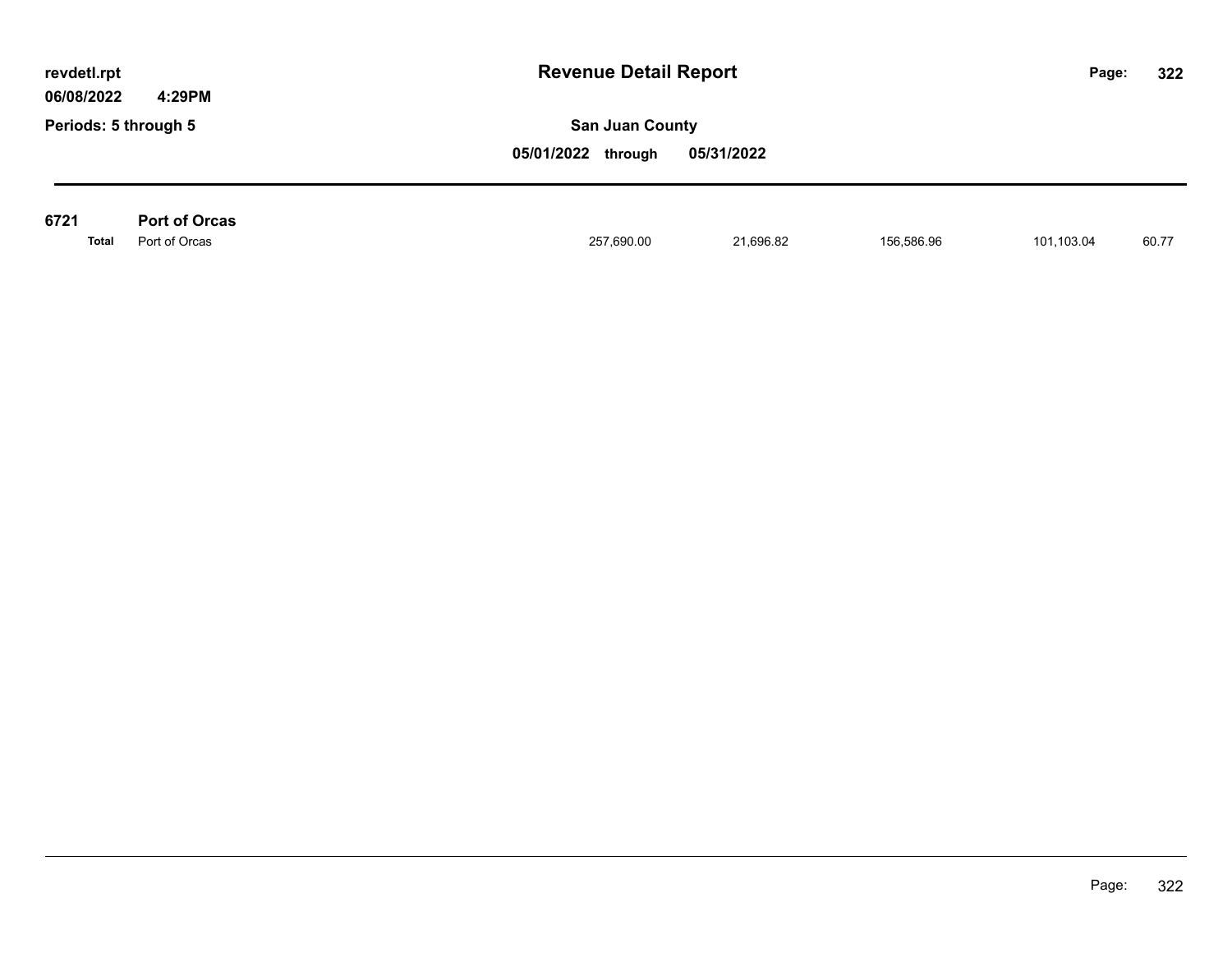revdetl.rpt

06/08/2022 4:29PM

Periods: 5 through 5

# Revenue Detail Report

## San Juan County

05/01/2022 through 05/31/2022

| | | | | | | |
|---|---|---|---|---|---|---|
| **6721** | **Port of Orcas** | | | | | |
| **Total** | Port of Orcas | 257,690.00 | 21,696.82 | 156,586.96 | 101,103.04 | 60.77 |